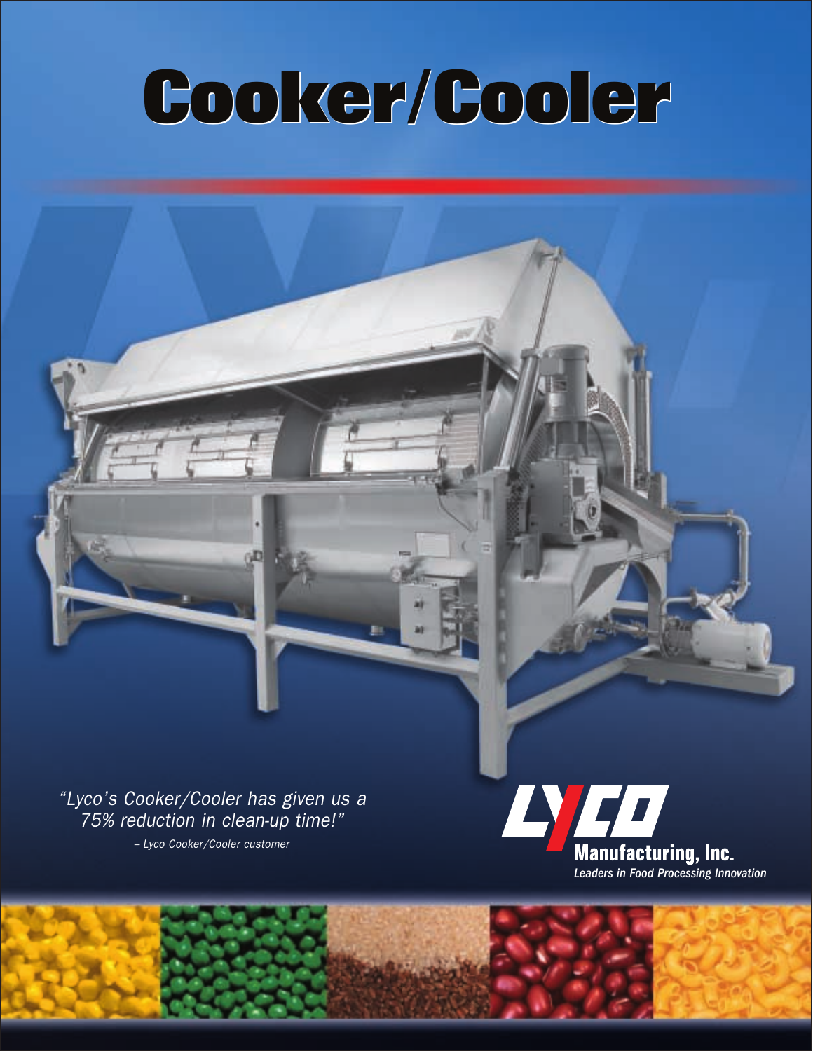# Cooker/Cooler

*"Lyco's Cooker/Cooler has given us a 75% reduction in clean-up time!"*

*– Lyco Cooker/Cooler customer*

LYCO

**Manufacturing, Inc.**

*Leaders in Food Processing Innovation*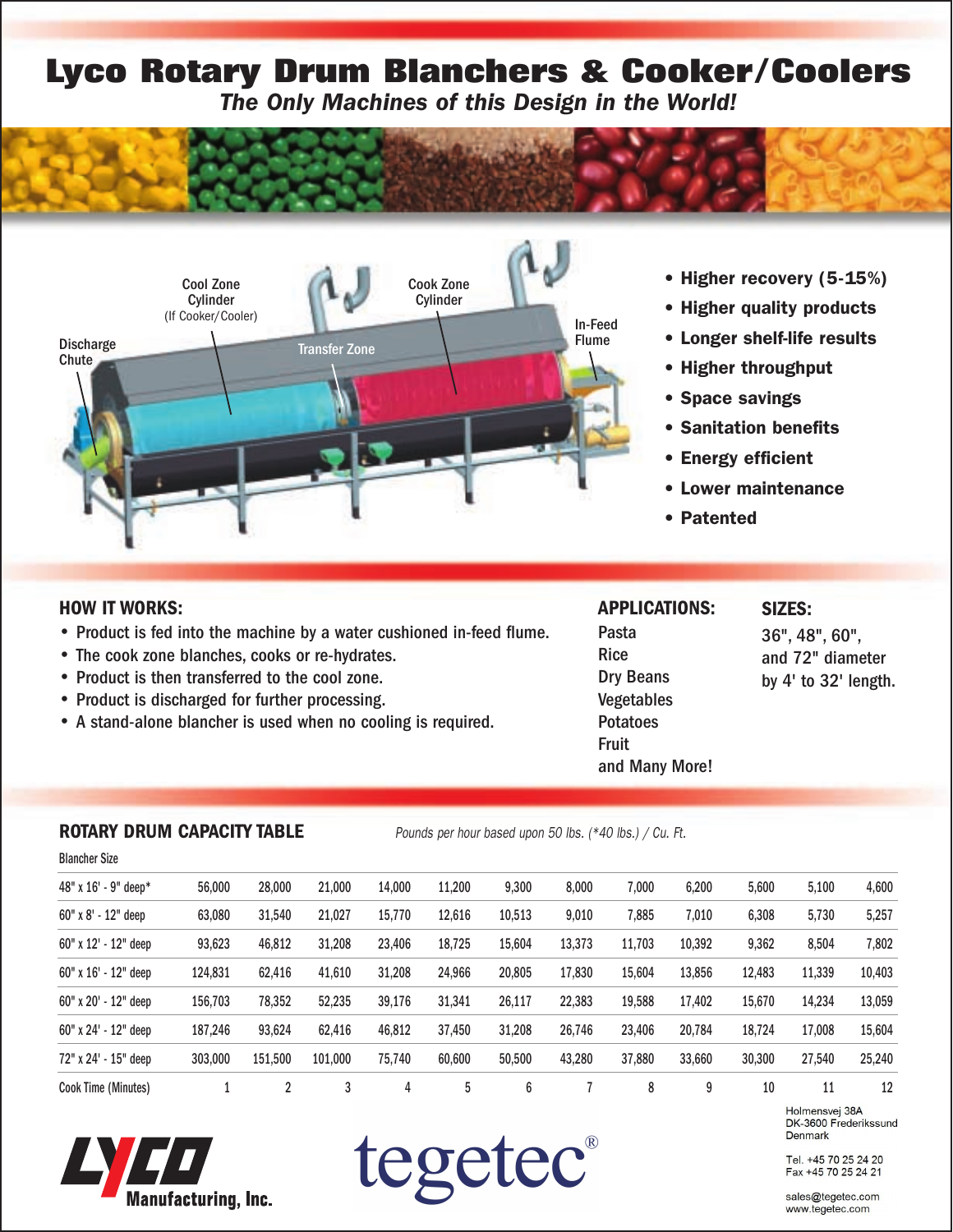# Lyco Rotary Drum Blanchers & Cooker/Coolers

*The Only Machines of this Design in the World!*

Cool Zone Cylinder (If Cooker/Cooler)

Cook Zone Cylinder

Discharge Chute

Transfer Zone

In-Feed Flume

- **Higher recovery (5-15%)**
- **Higher quality products**
- **Longer shelf-life results**
- **Higher throughput**
- **Space savings**
- **Sanitation benefits**
- **Energy efficient**
- **Lower maintenance**
- **Patented**

## HOW IT WORKS:

- Product is fed into the machine by a water cushioned in-feed flume.
- The cook zone blanches, cooks or re-hydrates.
- Product is then transferred to the cool zone.
- Product is discharged for further processing.
- A stand-alone blancher is used when no cooling is required.

## APPLICATIONS:

Pasta
Rice
Dry Beans
Vegetables
Potatoes
Fruit
and Many More!

## SIZES:

36", 48", 60", and 72" diameter by 4' to 32' length.

## ROTARY DRUM CAPACITY TABLE

*Pounds per hour based upon 50 lbs. (*40 lbs.) / Cu. Ft.*

| Blancher Size | | | | | | | | | | | | |
|---|---|---|---|---|---|---|---|---|---|---|---|---|
| 48" x 16' - 9" deep* | 56,000 | 28,000 | 21,000 | 14,000 | 11,200 | 9,300 | 8,000 | 7,000 | 6,200 | 5,600 | 5,100 | 4,600 |
| 60" x 8' - 12" deep | 63,080 | 31,540 | 21,027 | 15,770 | 12,616 | 10,513 | 9,010 | 7,885 | 7,010 | 6,308 | 5,730 | 5,257 |
| 60" x 12' - 12" deep | 93,623 | 46,812 | 31,208 | 23,406 | 18,725 | 15,604 | 13,373 | 11,703 | 10,392 | 9,362 | 8,504 | 7,802 |
| 60" x 16' - 12" deep | 124,831 | 62,416 | 41,610 | 31,208 | 24,966 | 20,805 | 17,830 | 15,604 | 13,856 | 12,483 | 11,339 | 10,403 |
| 60" x 20' - 12" deep | 156,703 | 78,352 | 52,235 | 39,176 | 31,341 | 26,117 | 22,383 | 19,588 | 17,402 | 15,670 | 14,234 | 13,059 |
| 60" x 24' - 12" deep | 187,246 | 93,624 | 62,416 | 46,812 | 37,450 | 31,208 | 26,746 | 23,406 | 20,784 | 18,724 | 17,008 | 15,604 |
| 72" x 24' - 15" deep | 303,000 | 151,500 | 101,000 | 75,740 | 60,600 | 50,500 | 43,280 | 37,880 | 33,660 | 30,300 | 27,540 | 25,240 |
| Cook Time (Minutes) | 1 | 2 | 3 | 4 | 5 | 6 | 7 | 8 | 9 | 10 | 11 | 12 |

LYCO Manufacturing, Inc.

tegetec®

Holmensvej 38A
DK-3600 Frederikssund
Denmark

Tel. +45 70 25 24 20
Fax +45 70 25 24 21

sales@tegetec.com
www.tegetec.com